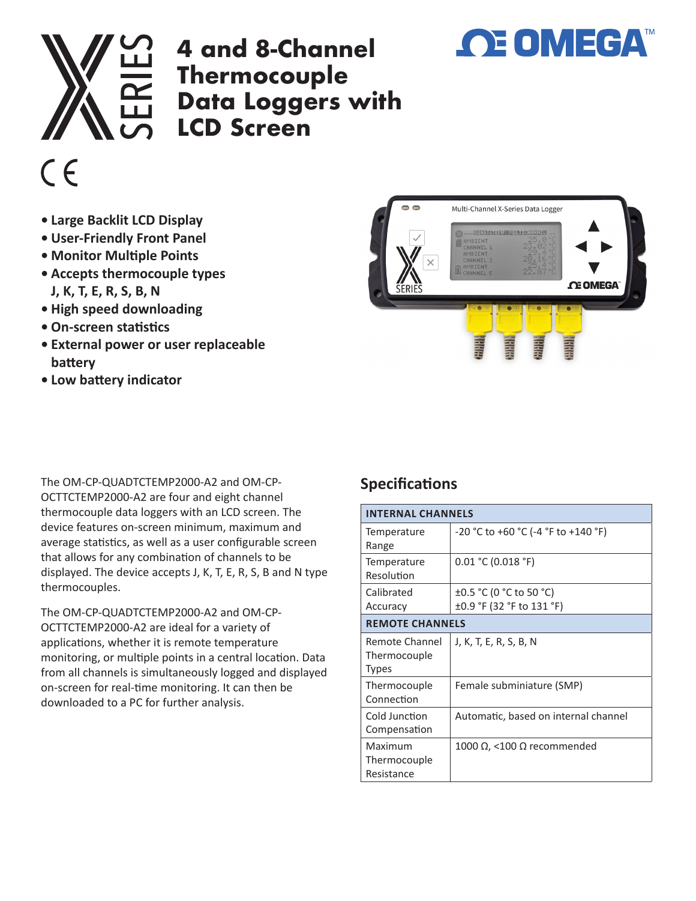# 4 and 8-Channel Thermocouple Data Loggers with LCD Screen

- **Large Backlit LCD Display**
- **User-Friendly Front Panel**
- **Monitor Multiple Points**
- **Accepts thermocouple types J, K, T, E, R, S, B, N**
- **High speed downloading**
- **On-screen statistics**
- **External power or user replaceable battery**
- **Low battery indicator**

The OM-CP-QUADTCTEMP2000-A2 and OM-CP-OCTTCTEMP2000-A2 are four and eight channel thermocouple data loggers with an LCD screen. The device features on-screen minimum, maximum and average statistics, as well as a user configurable screen that allows for any combination of channels to be displayed. The device accepts J, K, T, E, R, S, B and N type thermocouples.

The OM-CP-QUADTCTEMP2000-A2 and OM-CP-OCTTCTEMP2000-A2 are ideal for a variety of applications, whether it is remote temperature monitoring, or multiple points in a central location. Data from all channels is simultaneously logged and displayed on-screen for real-time monitoring. It can then be downloaded to a PC for further analysis.

## Specifications

| **INTERNAL CHANNELS** | |
|---|---|
| Temperature Range | -20 °C to +60 °C (-4 °F to +140 °F) |
| Temperature Resolution | 0.01 °C (0.018 °F) |
| Calibrated Accuracy | ±0.5 °C (0 °C to 50 °C)<br>±0.9 °F (32 °F to 131 °F) |
| **REMOTE CHANNELS** | |
| Remote Channel Thermocouple Types | J, K, T, E, R, S, B, N |
| Thermocouple Connection | Female subminiature (SMP) |
| Cold Junction Compensation | Automatic, based on internal channel |
| Maximum Thermocouple Resistance | 1000 Ω, <100 Ω recommended |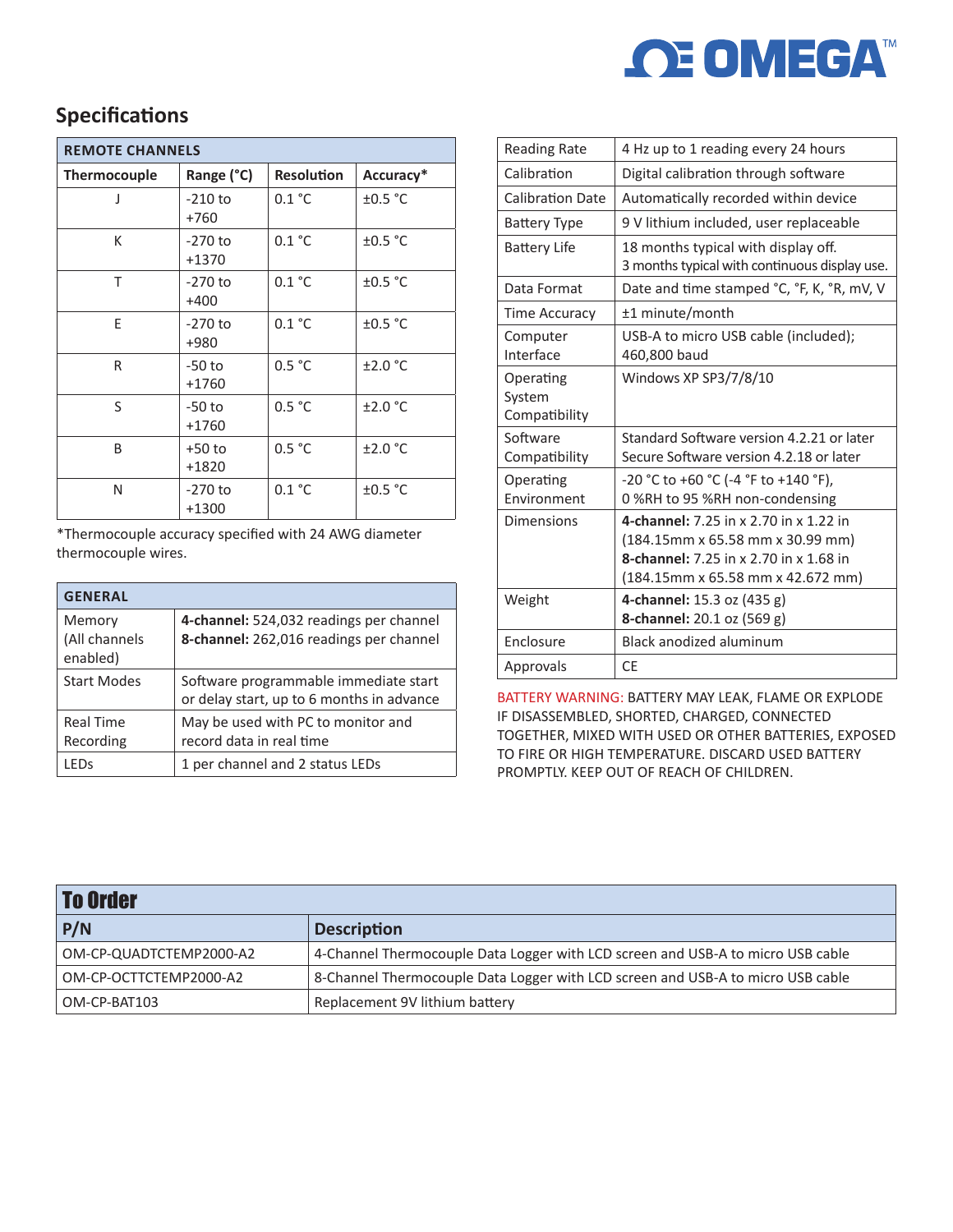## Specifications

| REMOTE CHANNELS | | | |
|---|---|---|---|
| **Thermocouple** | **Range (°C)** | **Resolution** | **Accuracy*** |
| J | -210 to +760 | 0.1 °C | ±0.5 °C |
| K | -270 to +1370 | 0.1 °C | ±0.5 °C |
| T | -270 to +400 | 0.1 °C | ±0.5 °C |
| E | -270 to +980 | 0.1 °C | ±0.5 °C |
| R | -50 to +1760 | 0.5 °C | ±2.0 °C |
| S | -50 to +1760 | 0.5 °C | ±2.0 °C |
| B | +50 to +1820 | 0.5 °C | ±2.0 °C |
| N | -270 to +1300 | 0.1 °C | ±0.5 °C |

*Thermocouple accuracy specified with 24 AWG diameter thermocouple wires.

| GENERAL | |
|---|---|
| Memory (All channels enabled) | **4-channel:** 524,032 readings per channel<br>**8-channel:** 262,016 readings per channel |
| Start Modes | Software programmable immediate start or delay start, up to 6 months in advance |
| Real Time Recording | May be used with PC to monitor and record data in real time |
| LEDs | 1 per channel and 2 status LEDs |

| | |
|---|---|
| Reading Rate | 4 Hz up to 1 reading every 24 hours |
| Calibration | Digital calibration through software |
| Calibration Date | Automatically recorded within device |
| Battery Type | 9 V lithium included, user replaceable |
| Battery Life | 18 months typical with display off.<br>3 months typical with continuous display use. |
| Data Format | Date and time stamped °C, °F, K, °R, mV, V |
| Time Accuracy | ±1 minute/month |
| Computer Interface | USB-A to micro USB cable (included); 460,800 baud |
| Operating System Compatibility | Windows XP SP3/7/8/10 |
| Software Compatibility | Standard Software version 4.2.21 or later<br>Secure Software version 4.2.18 or later |
| Operating Environment | -20 °C to +60 °C (-4 °F to +140 °F),<br>0 %RH to 95 %RH non-condensing |
| Dimensions | **4-channel:** 7.25 in x 2.70 in x 1.22 in (184.15mm x 65.58 mm x 30.99 mm)<br>**8-channel:** 7.25 in x 2.70 in x 1.68 in (184.15mm x 65.58 mm x 42.672 mm) |
| Weight | **4-channel:** 15.3 oz (435 g)<br>**8-channel:** 20.1 oz (569 g) |
| Enclosure | Black anodized aluminum |
| Approvals | CE |

BATTERY WARNING: BATTERY MAY LEAK, FLAME OR EXPLODE IF DISASSEMBLED, SHORTED, CHARGED, CONNECTED TOGETHER, MIXED WITH USED OR OTHER BATTERIES, EXPOSED TO FIRE OR HIGH TEMPERATURE. DISCARD USED BATTERY PROMPTLY. KEEP OUT OF REACH OF CHILDREN.

## To Order

| P/N | Description |
|---|---|
| OM-CP-QUADTCTEMP2000-A2 | 4-Channel Thermocouple Data Logger with LCD screen and USB-A to micro USB cable |
| OM-CP-OCTTCTEMP2000-A2 | 8-Channel Thermocouple Data Logger with LCD screen and USB-A to micro USB cable |
| OM-CP-BAT103 | Replacement 9V lithium battery |